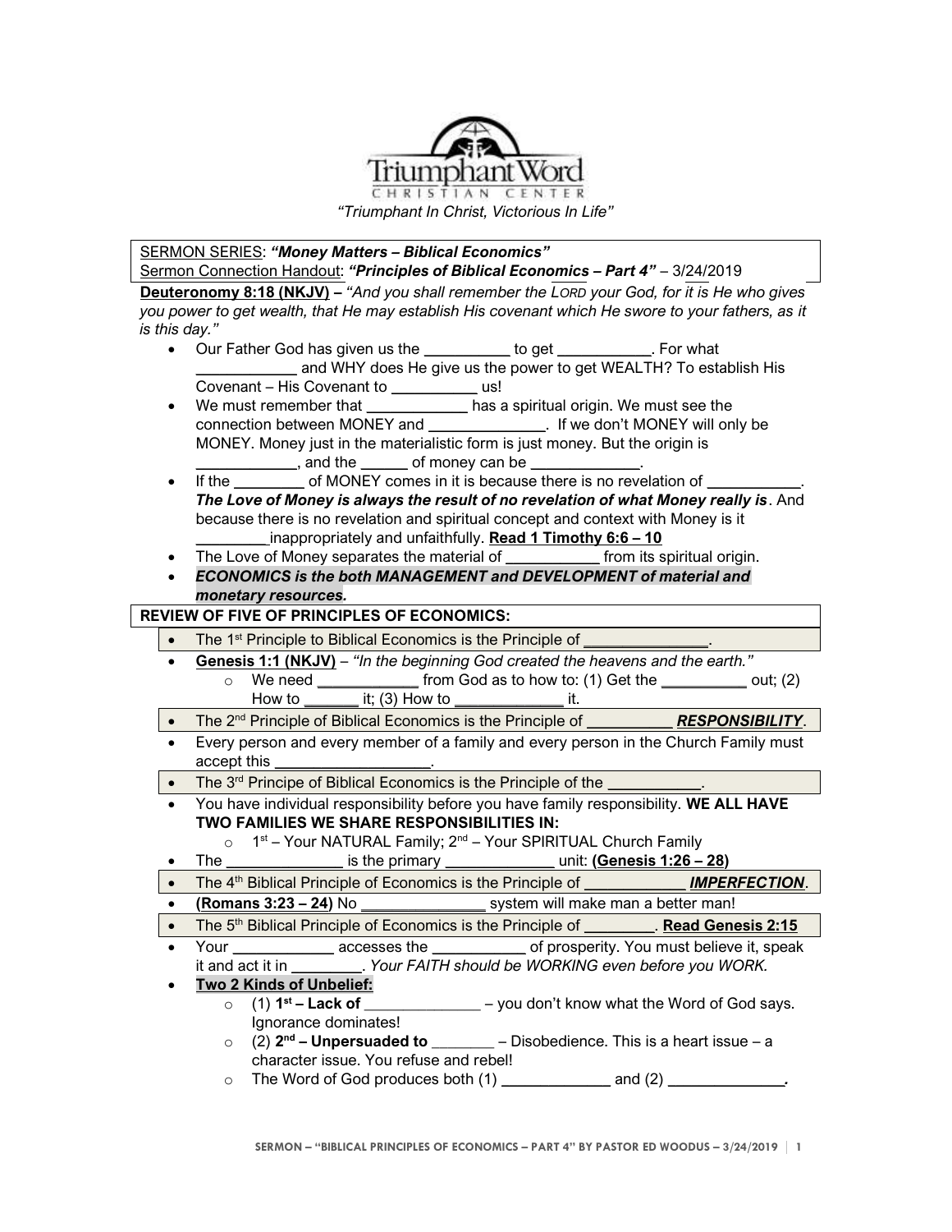Triumphant Word
CHRISTIAN CENTER

*"Triumphant In Christ, Victorious In Life"*

SERMON SERIES: ***"Money Matters – Biblical Economics"***
Sermon Connection Handout: ***"Principles of Biblical Economics – Part 4"*** – 3/24/2019

**Deuteronomy 8:18 (NKJV)** – *"And you shall remember the LORD your God, for it is He who gives you power to get wealth, that He may establish His covenant which He swore to your fathers, as it is this day."*

- Our Father God has given us the __________ to get ___________. For what ___________ and WHY does He give us the power to get WEALTH? To establish His Covenant – His Covenant to __________ us!
- We must remember that ____________ has a spiritual origin. We must see the connection between MONEY and ______________. If we don't MONEY will only be MONEY. Money just in the materialistic form is just money. But the origin is ____________, and the ______ of money can be _____________.
- If the ________ of MONEY comes in it is because there is no revelation of ___________. ***The Love of Money is always the result of no revelation of what Money really is***. And because there is no revelation and spiritual concept and context with Money is it _________inappropriately and unfaithfully. **Read 1 Timothy 6:6 – 10**
- The Love of Money separates the material of ___________ from its spiritual origin.
- ***ECONOMICS is the both MANAGEMENT and DEVELOPMENT of material and monetary resources.***

**REVIEW OF FIVE OF PRINCIPLES OF ECONOMICS:**

- The 1st Principle to Biblical Economics is the Principle of _______________.
- **Genesis 1:1 (NKJV)** – *"In the beginning God created the heavens and the earth."*
  - We need ____________ from God as to how to: (1) Get the __________ out; (2) How to _______ it; (3) How to _____________ it.
- The 2nd Principle of Biblical Economics is the Principle of __________ ***RESPONSIBILITY***.
- Every person and every member of a family and every person in the Church Family must accept this __________________.
- The 3rd Principe of Biblical Economics is the Principle of the ___________.
- You have individual responsibility before you have family responsibility. **WE ALL HAVE TWO FAMILIES WE SHARE RESPONSIBILITIES IN:**
  - 1st – Your NATURAL Family; 2nd – Your SPIRITUAL Church Family
- The ______________ is the primary _____________ unit: **(Genesis 1:26 – 28)**
- The 4th Biblical Principle of Economics is the Principle of ____________ ***IMPERFECTION***.
- **(Romans 3:23 – 24)** No _______________ system will make man a better man!
- The 5th Biblical Principle of Economics is the Principle of ________. **Read Genesis 2:15**
- Your ____________ accesses the ___________ of prosperity. You must believe it, speak it and act it in ________. *Your FAITH should be WORKING even before you WORK.*
- **Two 2 Kinds of Unbelief:**
  - (1) **1st – Lack of** ______________ – you don't know what the Word of God says. Ignorance dominates!
  - (2) **2nd – Unpersuaded to** _______ – Disobedience. This is a heart issue – a character issue. You refuse and rebel!
  - The Word of God produces both (1) _____________ and (2) ______________.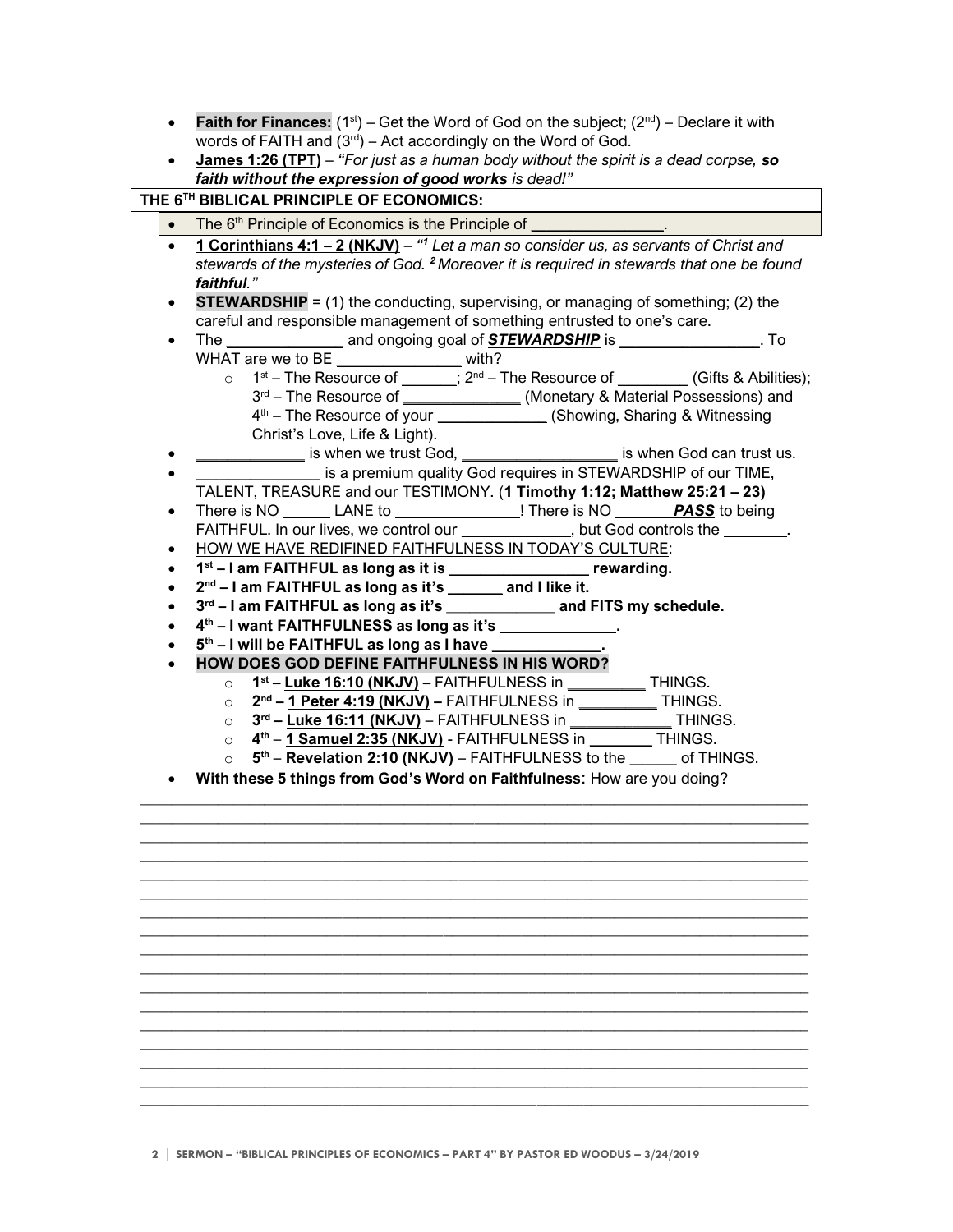- **Faith for Finances:** (1st) – Get the Word of God on the subject; (2nd) – Declare it with words of FAITH and (3rd) – Act accordingly on the Word of God.
- **James 1:26 (TPT)** – *"For just as a human body without the spirit is a dead corpse, **so faith without the expression of good works** is dead!"*

**THE 6TH BIBLICAL PRINCIPLE OF ECONOMICS:**

- The 6th Principle of Economics is the Principle of ________________.
- **1 Corinthians 4:1 – 2 (NKJV)** – *"[1] Let a man so consider us, as servants of Christ and stewards of the mysteries of God. [2] Moreover it is required in stewards that one be found **faithful**."*
- **STEWARDSHIP** = (1) the conducting, supervising, or managing of something; (2) the careful and responsible management of something entrusted to one's care.
- The ______________ and ongoing goal of ***STEWARDSHIP*** is _________________. To WHAT are we to BE _______________ with?
  - 1st – The Resource of _______; 2nd – The Resource of _________ (Gifts & Abilities); 3rd – The Resource of ______________ (Monetary & Material Possessions) and 4th – The Resource of your _____________ (Showing, Sharing & Witnessing Christ's Love, Life & Light).
- _____________ is when we trust God, __________________ is when God can trust us.
- _______________ is a premium quality God requires in STEWARDSHIP of our TIME, TALENT, TREASURE and our TESTIMONY. (**1 Timothy 1:12; Matthew 25:21 – 23)**
- There is NO ______ LANE to _______________! There is NO _______***PASS*** to being FAITHFUL. In our lives, we control our _____________, but God controls the ________.
- HOW WE HAVE REDIFINED FAITHFULNESS IN TODAY'S CULTURE:
- **1st – I am FAITHFUL as long as it is _________________ rewarding.**
- **2nd – I am FAITHFUL as long as it's _______ and I like it.**
- **3rd – I am FAITHFUL as long as it's _____________ and FITS my schedule.**
- **4th – I want FAITHFULNESS as long as it's ______________.**
- **5th – I will be FAITHFUL as long as I have _____________.**
- **HOW DOES GOD DEFINE FAITHFULNESS IN HIS WORD?**
  - **1st – Luke 16:10 (NKJV) –** FAITHFULNESS in _________ THINGS.
  - **2nd – 1 Peter 4:19 (NKJV) –** FAITHFULNESS in __________ THINGS.
  - **3rd – Luke 16:11 (NKJV)** – FAITHFULNESS in ____________ THINGS.
  - **4th** – **1 Samuel 2:35 (NKJV)** - FAITHFULNESS in ________ THINGS.
  - **5th** – **Revelation 2:10 (NKJV)** – FAITHFULNESS to the ______ of THINGS.
- **With these 5 things from God's Word on Faithfulness**: How are you doing?

_______________________________________________________________________________
_______________________________________________________________________________
_______________________________________________________________________________
_______________________________________________________________________________
_______________________________________________________________________________
_______________________________________________________________________________
_______________________________________________________________________________
_______________________________________________________________________________
_______________________________________________________________________________
_______________________________________________________________________________
_______________________________________________________________________________
_______________________________________________________________________________
_______________________________________________________________________________
_______________________________________________________________________________
_______________________________________________________________________________
_______________________________________________________________________________
_______________________________________________________________________________